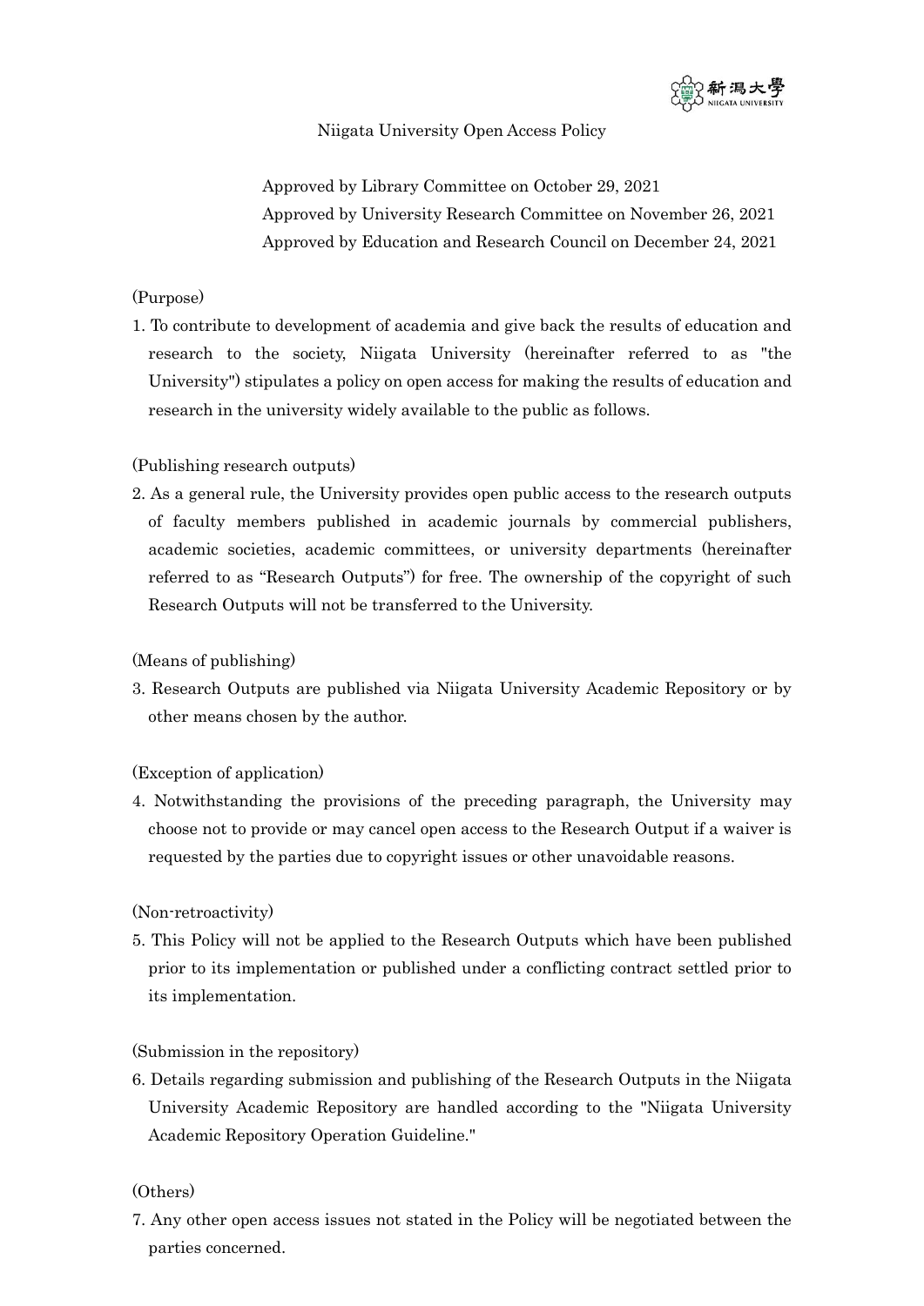# Niigata University Open Access Policy

Approved by Library Committee on October 29, 2021
Approved by University Research Committee on November 26, 2021
Approved by Education and Research Council on December 24, 2021

(Purpose)

1. To contribute to development of academia and give back the results of education and research to the society, Niigata University (hereinafter referred to as "the University") stipulates a policy on open access for making the results of education and research in the university widely available to the public as follows.

(Publishing research outputs)

2. As a general rule, the University provides open public access to the research outputs of faculty members published in academic journals by commercial publishers, academic societies, academic committees, or university departments (hereinafter referred to as "Research Outputs") for free. The ownership of the copyright of such Research Outputs will not be transferred to the University.

(Means of publishing)

3. Research Outputs are published via Niigata University Academic Repository or by other means chosen by the author.

(Exception of application)

4. Notwithstanding the provisions of the preceding paragraph, the University may choose not to provide or may cancel open access to the Research Output if a waiver is requested by the parties due to copyright issues or other unavoidable reasons.

(Non-retroactivity)

5. This Policy will not be applied to the Research Outputs which have been published prior to its implementation or published under a conflicting contract settled prior to its implementation.

(Submission in the repository)

6. Details regarding submission and publishing of the Research Outputs in the Niigata University Academic Repository are handled according to the "Niigata University Academic Repository Operation Guideline."

(Others)

7. Any other open access issues not stated in the Policy will be negotiated between the parties concerned.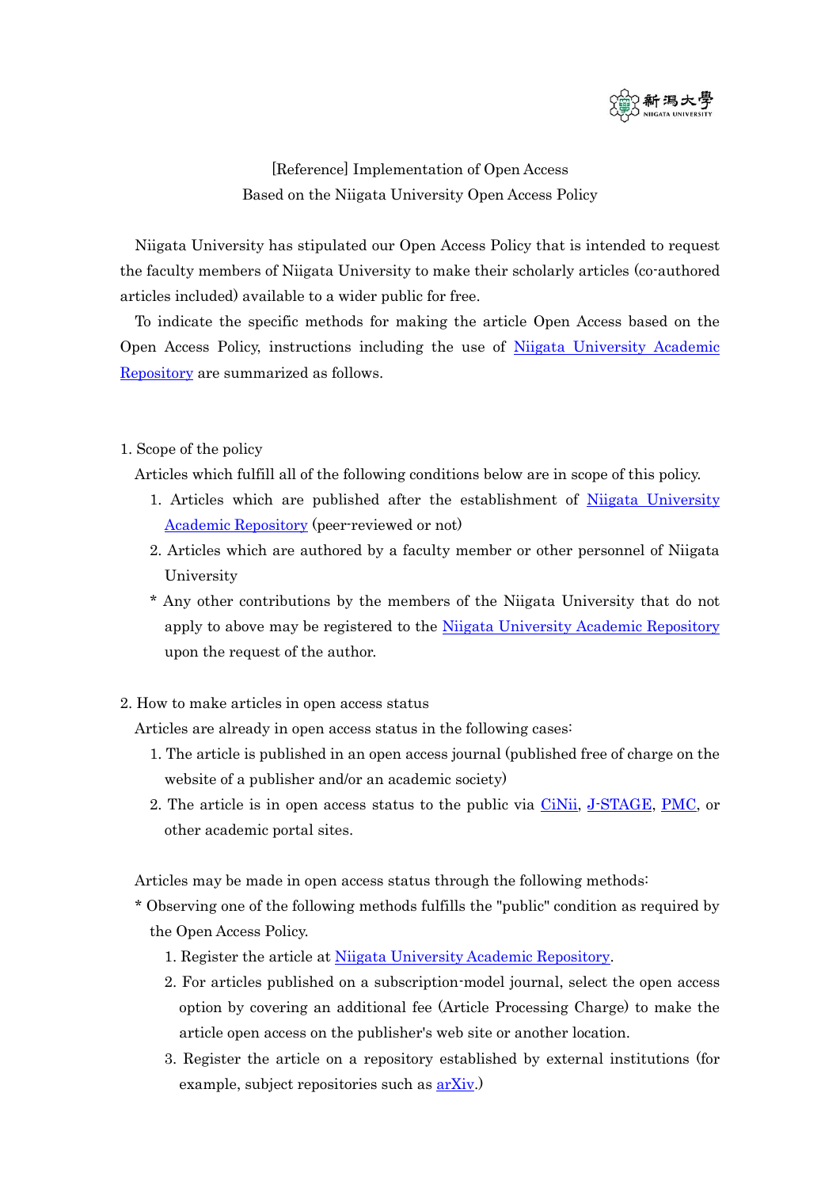[Reference] Implementation of Open Access
Based on the Niigata University Open Access Policy

Niigata University has stipulated our Open Access Policy that is intended to request the faculty members of Niigata University to make their scholarly articles (co-authored articles included) available to a wider public for free.

To indicate the specific methods for making the article Open Access based on the Open Access Policy, instructions including the use of Niigata University Academic Repository are summarized as follows.

1. Scope of the policy

Articles which fulfill all of the following conditions below are in scope of this policy.

1. Articles which are published after the establishment of Niigata University Academic Repository (peer-reviewed or not)
2. Articles which are authored by a faculty member or other personnel of Niigata University

* Any other contributions by the members of the Niigata University that do not apply to above may be registered to the Niigata University Academic Repository upon the request of the author.

2. How to make articles in open access status

Articles are already in open access status in the following cases:

1. The article is published in an open access journal (published free of charge on the website of a publisher and/or an academic society)
2. The article is in open access status to the public via CiNii, J-STAGE, PMC, or other academic portal sites.

Articles may be made in open access status through the following methods:

* Observing one of the following methods fulfills the "public" condition as required by the Open Access Policy.

1. Register the article at Niigata University Academic Repository.
2. For articles published on a subscription-model journal, select the open access option by covering an additional fee (Article Processing Charge) to make the article open access on the publisher's web site or another location.
3. Register the article on a repository established by external institutions (for example, subject repositories such as arXiv.)